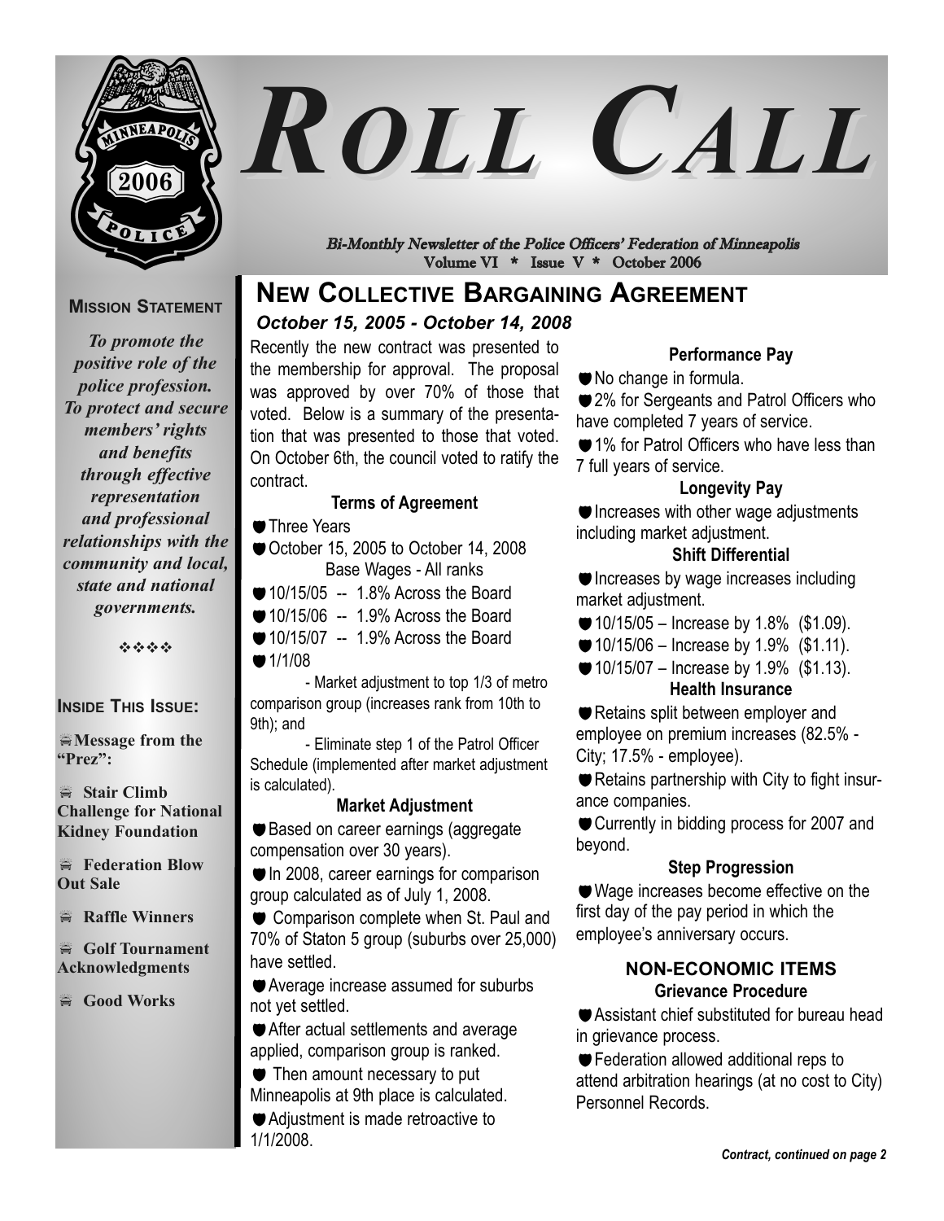# ROLL CALL

*Bi-Monthly Newsletter of the Police Officers' Federation of Minneapolis*
Volume VI * Issue V * October 2006

**MISSION STATEMENT**

*To promote the positive role of the police profession. To protect and secure members' rights and benefits through effective representation and professional relationships with the community and local, state and national governments.*

❖❖❖❖

**INSIDE THIS ISSUE:**

- **Message from the "Prez":**
- **Stair Climb Challenge for National Kidney Foundation**
- **Federation Blow Out Sale**
- **Raffle Winners**
- **Golf Tournament Acknowledgments**
- **Good Works**

## NEW COLLECTIVE BARGAINING AGREEMENT

*October 15, 2005 - October 14, 2008*

Recently the new contract was presented to the membership for approval. The proposal was approved by over 70% of those that voted. Below is a summary of the presentation that was presented to those that voted. On October 6th, the council voted to ratify the contract.

### Terms of Agreement

- Three Years
- October 15, 2005 to October 14, 2008

Base Wages - All ranks

- 10/15/05 -- 1.8% Across the Board
- 10/15/06 -- 1.9% Across the Board
- 10/15/07 -- 1.9% Across the Board
- 1/1/08
  - Market adjustment to top 1/3 of metro comparison group (increases rank from 10th to 9th); and
  - Eliminate step 1 of the Patrol Officer Schedule (implemented after market adjustment is calculated).

### Market Adjustment

- Based on career earnings (aggregate compensation over 30 years).
- In 2008, career earnings for comparison group calculated as of July 1, 2008.
- Comparison complete when St. Paul and 70% of Staton 5 group (suburbs over 25,000) have settled.
- Average increase assumed for suburbs not yet settled.
- After actual settlements and average applied, comparison group is ranked.
- Then amount necessary to put Minneapolis at 9th place is calculated.
- Adjustment is made retroactive to 1/1/2008.

### Performance Pay

- No change in formula.
- 2% for Sergeants and Patrol Officers who have completed 7 years of service.
- 1% for Patrol Officers who have less than 7 full years of service.

### Longevity Pay

- Increases with other wage adjustments including market adjustment.

### Shift Differential

- Increases by wage increases including market adjustment.
- 10/15/05 – Increase by 1.8% ($1.09).
- 10/15/06 – Increase by 1.9% ($1.11).
- 10/15/07 – Increase by 1.9% ($1.13).

### Health Insurance

- Retains split between employer and employee on premium increases (82.5% - City; 17.5% - employee).
- Retains partnership with City to fight insurance companies.
- Currently in bidding process for 2007 and beyond.

### Step Progression

- Wage increases become effective on the first day of the pay period in which the employee's anniversary occurs.

### NON-ECONOMIC ITEMS

#### Grievance Procedure

- Assistant chief substituted for bureau head in grievance process.
- Federation allowed additional reps to attend arbitration hearings (at no cost to City) Personnel Records.

*Contract, continued on page 2*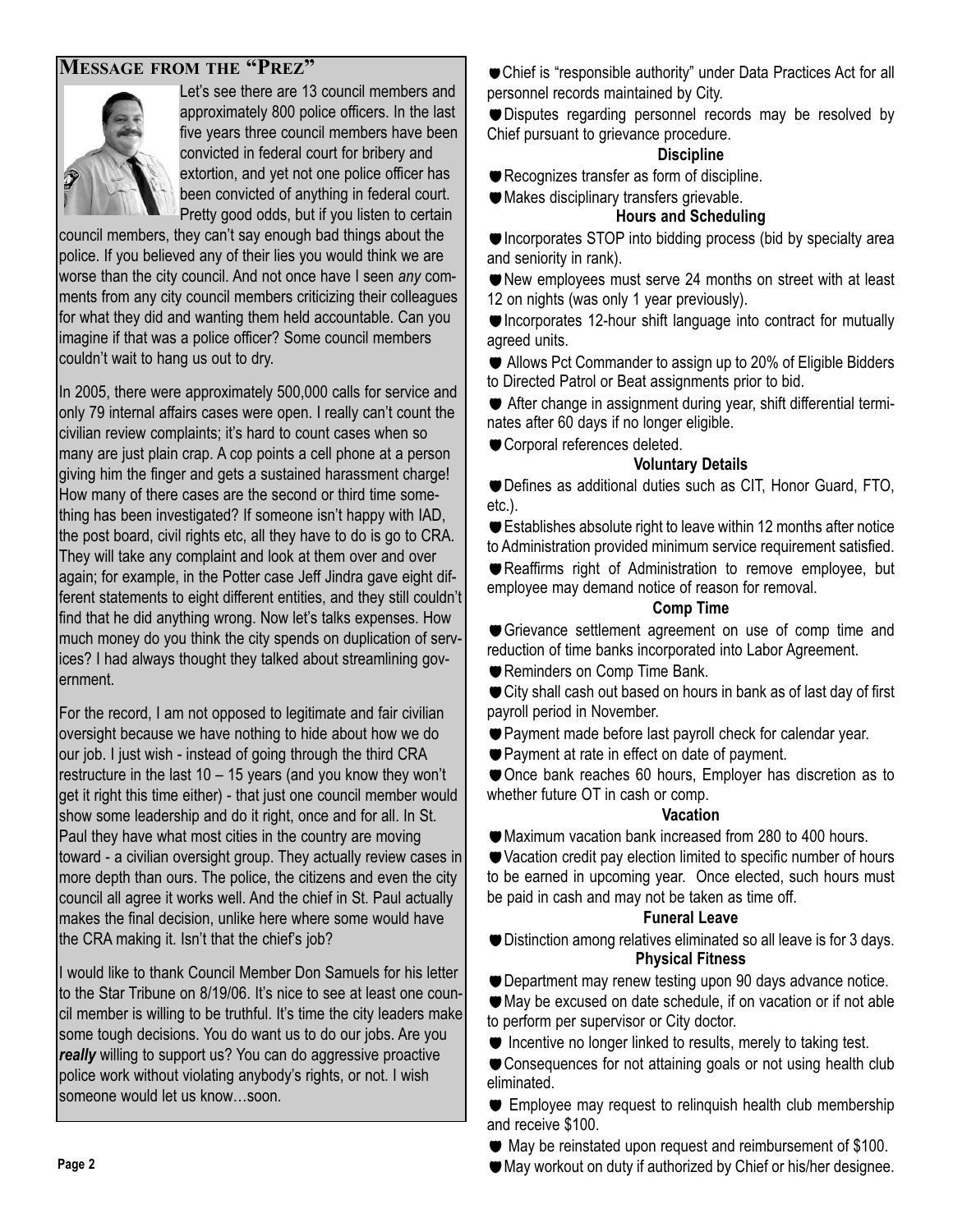## Message from the "Prez"

Let's see there are 13 council members and approximately 800 police officers. In the last five years three council members have been convicted in federal court for bribery and extortion, and yet not one police officer has been convicted of anything in federal court. Pretty good odds, but if you listen to certain council members, they can't say enough bad things about the police. If you believed any of their lies you would think we are worse than the city council. And not once have I seen *any* comments from any city council members criticizing their colleagues for what they did and wanting them held accountable. Can you imagine if that was a police officer? Some council members couldn't wait to hang us out to dry.

In 2005, there were approximately 500,000 calls for service and only 79 internal affairs cases were open. I really can't count the civilian review complaints; it's hard to count cases when so many are just plain crap. A cop points a cell phone at a person giving him the finger and gets a sustained harassment charge! How many of there cases are the second or third time something has been investigated? If someone isn't happy with IAD, the post board, civil rights etc, all they have to do is go to CRA. They will take any complaint and look at them over and over again; for example, in the Potter case Jeff Jindra gave eight different statements to eight different entities, and they still couldn't find that he did anything wrong. Now let's talks expenses. How much money do you think the city spends on duplication of services? I had always thought they talked about streamlining government.

For the record, I am not opposed to legitimate and fair civilian oversight because we have nothing to hide about how we do our job. I just wish - instead of going through the third CRA restructure in the last 10 – 15 years (and you know they won't get it right this time either) - that just one council member would show some leadership and do it right, once and for all. In St. Paul they have what most cities in the country are moving toward - a civilian oversight group. They actually review cases in more depth than ours. The police, the citizens and even the city council all agree it works well. And the chief in St. Paul actually makes the final decision, unlike here where some would have the CRA making it. Isn't that the chief's job?

I would like to thank Council Member Don Samuels for his letter to the Star Tribune on 8/19/06. It's nice to see at least one council member is willing to be truthful. It's time the city leaders make some tough decisions. You do want us to do our jobs. Are you ***really*** willing to support us? You can do aggressive proactive police work without violating anybody's rights, or not. I wish someone would let us know…soon.

- Chief is "responsible authority" under Data Practices Act for all personnel records maintained by City.
- Disputes regarding personnel records may be resolved by Chief pursuant to grievance procedure.

**Discipline**

- Recognizes transfer as form of discipline.
- Makes disciplinary transfers grievable.

**Hours and Scheduling**

- Incorporates STOP into bidding process (bid by specialty area and seniority in rank).
- New employees must serve 24 months on street with at least 12 on nights (was only 1 year previously).
- Incorporates 12-hour shift language into contract for mutually agreed units.
- Allows Pct Commander to assign up to 20% of Eligible Bidders to Directed Patrol or Beat assignments prior to bid.
- After change in assignment during year, shift differential terminates after 60 days if no longer eligible.
- Corporal references deleted.

**Voluntary Details**

- Defines as additional duties such as CIT, Honor Guard, FTO, etc.).
- Establishes absolute right to leave within 12 months after notice to Administration provided minimum service requirement satisfied.
- Reaffirms right of Administration to remove employee, but employee may demand notice of reason for removal.

**Comp Time**

- Grievance settlement agreement on use of comp time and reduction of time banks incorporated into Labor Agreement.
- Reminders on Comp Time Bank.
- City shall cash out based on hours in bank as of last day of first payroll period in November.
- Payment made before last payroll check for calendar year.
- Payment at rate in effect on date of payment.
- Once bank reaches 60 hours, Employer has discretion as to whether future OT in cash or comp.

**Vacation**

- Maximum vacation bank increased from 280 to 400 hours.
- Vacation credit pay election limited to specific number of hours to be earned in upcoming year. Once elected, such hours must be paid in cash and may not be taken as time off.

**Funeral Leave**

- Distinction among relatives eliminated so all leave is for 3 days.

**Physical Fitness**

- Department may renew testing upon 90 days advance notice.
- May be excused on date schedule, if on vacation or if not able to perform per supervisor or City doctor.
- Incentive no longer linked to results, merely to taking test.
- Consequences for not attaining goals or not using health club eliminated.
- Employee may request to relinquish health club membership and receive $100.
- May be reinstated upon request and reimbursement of $100.
- May workout on duty if authorized by Chief or his/her designee.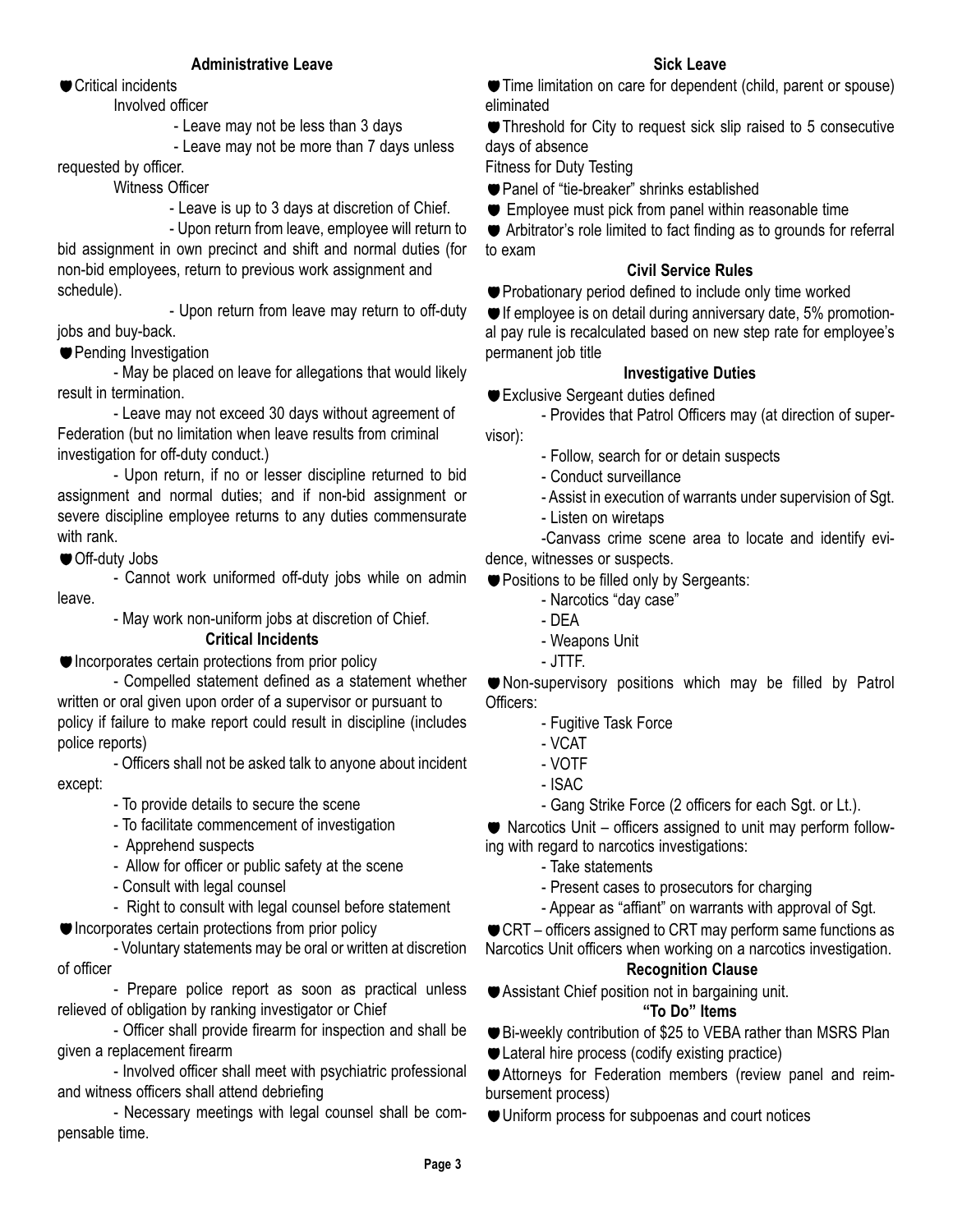## Administrative Leave

- Critical incidents
  - Involved officer
    - Leave may not be less than 3 days
    - Leave may not be more than 7 days unless requested by officer.
  - Witness Officer
    - Leave is up to 3 days at discretion of Chief.
    - Upon return from leave, employee will return to bid assignment in own precinct and shift and normal duties (for non-bid employees, return to previous work assignment and schedule).
    - Upon return from leave may return to off-duty jobs and buy-back.
- Pending Investigation
  - May be placed on leave for allegations that would likely result in termination.
  - Leave may not exceed 30 days without agreement of Federation (but no limitation when leave results from criminal investigation for off-duty conduct.)
  - Upon return, if no or lesser discipline returned to bid assignment and normal duties; and if non-bid assignment or severe discipline employee returns to any duties commensurate with rank.
- Off-duty Jobs
  - Cannot work uniformed off-duty jobs while on admin leave.
  - May work non-uniform jobs at discretion of Chief.

## Critical Incidents

- Incorporates certain protections from prior policy
  - Compelled statement defined as a statement whether written or oral given upon order of a supervisor or pursuant to policy if failure to make report could result in discipline (includes police reports)
  - Officers shall not be asked talk to anyone about incident except:
    - To provide details to secure the scene
    - To facilitate commencement of investigation
    - Apprehend suspects
    - Allow for officer or public safety at the scene
    - Consult with legal counsel
    - Right to consult with legal counsel before statement
- Incorporates certain protections from prior policy
  - Voluntary statements may be oral or written at discretion of officer
  - Prepare police report as soon as practical unless relieved of obligation by ranking investigator or Chief
  - Officer shall provide firearm for inspection and shall be given a replacement firearm
  - Involved officer shall meet with psychiatric professional and witness officers shall attend debriefing
  - Necessary meetings with legal counsel shall be compensable time.

## Sick Leave

- Time limitation on care for dependent (child, parent or spouse) eliminated
- Threshold for City to request sick slip raised to 5 consecutive days of absence

Fitness for Duty Testing

- Panel of "tie-breaker" shrinks established
- Employee must pick from panel within reasonable time
- Arbitrator's role limited to fact finding as to grounds for referral to exam

## Civil Service Rules

- Probationary period defined to include only time worked
- If employee is on detail during anniversary date, 5% promotional pay rule is recalculated based on new step rate for employee's permanent job title

## Investigative Duties

- Exclusive Sergeant duties defined
  - Provides that Patrol Officers may (at direction of supervisor):
    - Follow, search for or detain suspects
    - Conduct surveillance
    - Assist in execution of warrants under supervision of Sgt.
    - Listen on wiretaps
    - Canvass crime scene area to locate and identify evidence, witnesses or suspects.
- Positions to be filled only by Sergeants:
  - Narcotics "day case"
  - DEA
  - Weapons Unit
  - JTTF.
- Non-supervisory positions which may be filled by Patrol Officers:
  - Fugitive Task Force
  - VCAT
  - VOTF
  - ISAC
  - Gang Strike Force (2 officers for each Sgt. or Lt.).
- Narcotics Unit – officers assigned to unit may perform following with regard to narcotics investigations:
  - Take statements
  - Present cases to prosecutors for charging
  - Appear as "affiant" on warrants with approval of Sgt.
- CRT – officers assigned to CRT may perform same functions as Narcotics Unit officers when working on a narcotics investigation.

## Recognition Clause

- Assistant Chief position not in bargaining unit.

## "To Do" Items

- Bi-weekly contribution of $25 to VEBA rather than MSRS Plan
- Lateral hire process (codify existing practice)
- Attorneys for Federation members (review panel and reimbursement process)
- Uniform process for subpoenas and court notices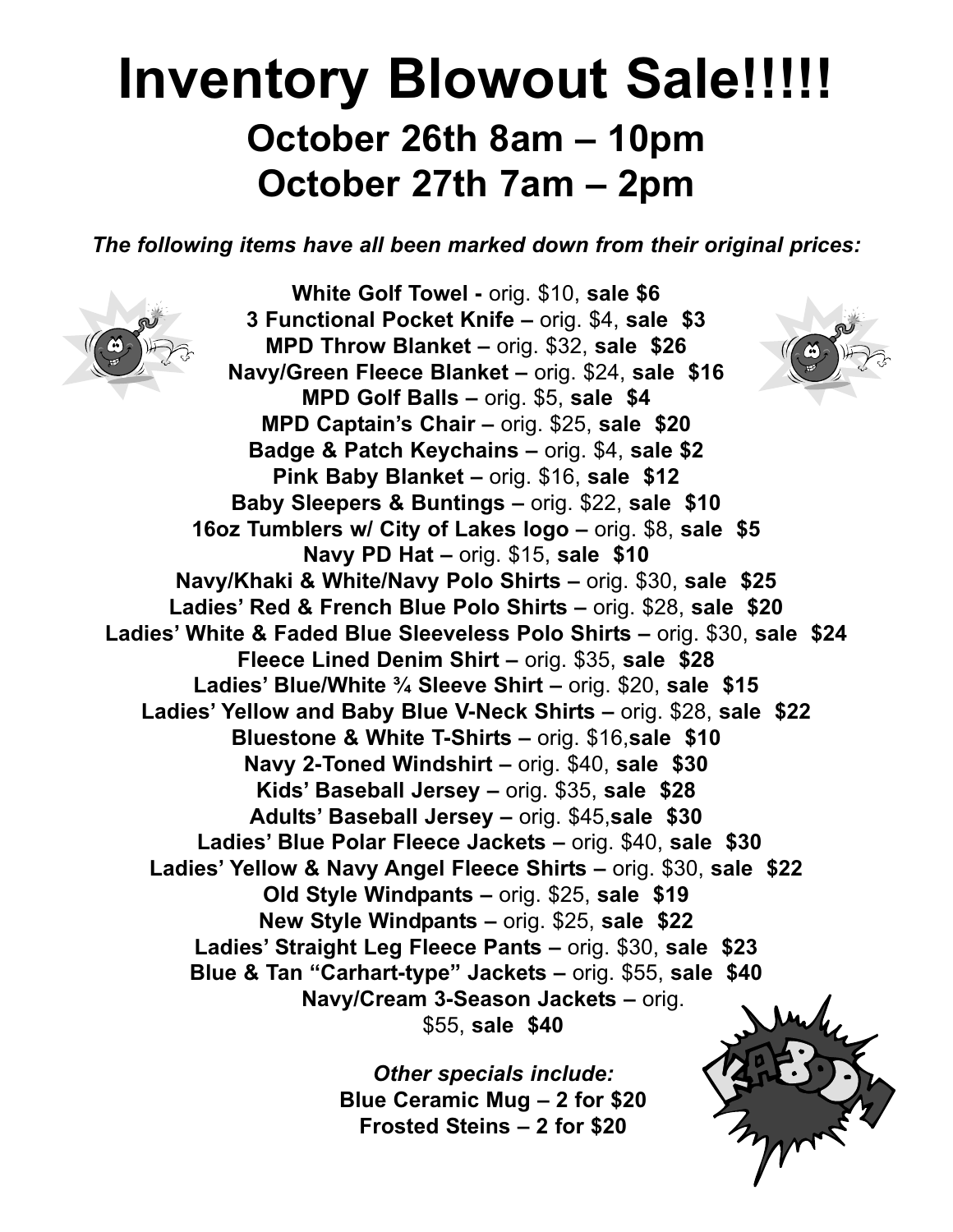# Inventory Blowout Sale!!!!!

## October 26th 8am – 10pm
## October 27th 7am – 2pm

***The following items have all been marked down from their original prices:***

**White Golf Towel -** orig. $10, **sale $6**
**3 Functional Pocket Knife –** orig. $4, **sale $3**
**MPD Throw Blanket –** orig. $32, **sale $26**
**Navy/Green Fleece Blanket –** orig. $24, **sale $16**
**MPD Golf Balls –** orig. $5, **sale $4**
**MPD Captain's Chair –** orig. $25, **sale $20**
**Badge & Patch Keychains –** orig. $4, **sale $2**
**Pink Baby Blanket –** orig. $16, **sale $12**
**Baby Sleepers & Buntings –** orig. $22, **sale $10**
**16oz Tumblers w/ City of Lakes logo –** orig. $8, **sale $5**
**Navy PD Hat –** orig. $15, **sale $10**
**Navy/Khaki & White/Navy Polo Shirts –** orig. $30, **sale $25**
**Ladies' Red & French Blue Polo Shirts –** orig. $28, **sale $20**
**Ladies' White & Faded Blue Sleeveless Polo Shirts –** orig. $30, **sale $24**
**Fleece Lined Denim Shirt –** orig. $35, **sale $28**
**Ladies' Blue/White ¾ Sleeve Shirt –** orig. $20, **sale $15**
**Ladies' Yellow and Baby Blue V-Neck Shirts –** orig. $28, **sale $22**
**Bluestone & White T-Shirts –** orig. $16,**sale $10**
**Navy 2-Toned Windshirt –** orig. $40, **sale $30**
**Kids' Baseball Jersey –** orig. $35, **sale $28**
**Adults' Baseball Jersey –** orig. $45,**sale $30**
**Ladies' Blue Polar Fleece Jackets –** orig. $40, **sale $30**
**Ladies' Yellow & Navy Angel Fleece Shirts –** orig. $30, **sale $22**
**Old Style Windpants –** orig. $25, **sale $19**
**New Style Windpants –** orig. $25, **sale $22**
**Ladies' Straight Leg Fleece Pants –** orig. $30, **sale $23**
**Blue & Tan "Carhart-type" Jackets –** orig. $55, **sale $40**
**Navy/Cream 3-Season Jackets –** orig. $55, **sale $40**

***Other specials include:***

**Blue Ceramic Mug – 2 for $20**
**Frosted Steins – 2 for $20**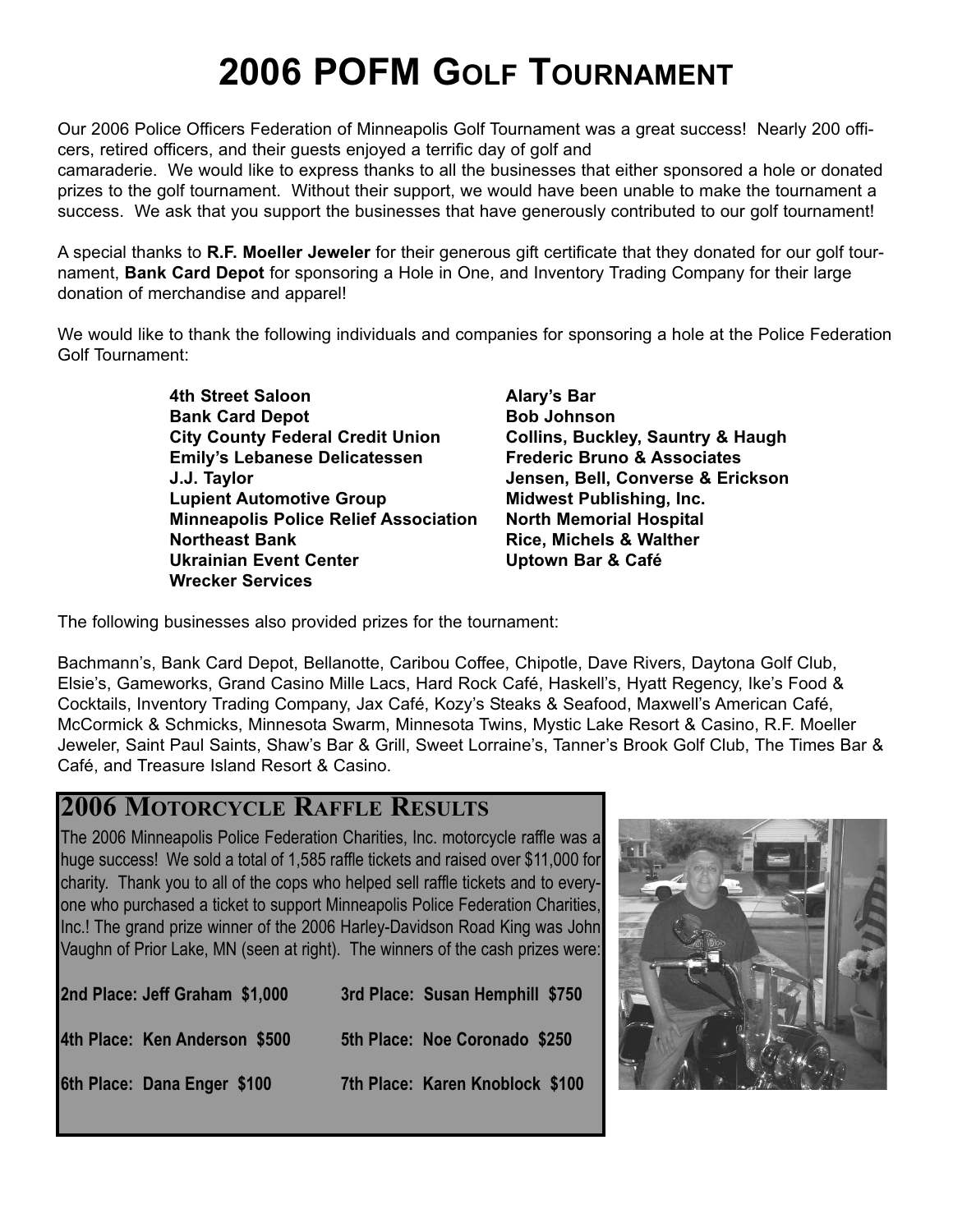# 2006 POFM Golf Tournament

Our 2006 Police Officers Federation of Minneapolis Golf Tournament was a great success! Nearly 200 officers, retired officers, and their guests enjoyed a terrific day of golf and camaraderie. We would like to express thanks to all the businesses that either sponsored a hole or donated prizes to the golf tournament. Without their support, we would have been unable to make the tournament a success. We ask that you support the businesses that have generously contributed to our golf tournament!

A special thanks to **R.F. Moeller Jeweler** for their generous gift certificate that they donated for our golf tournament, **Bank Card Depot** for sponsoring a Hole in One, and Inventory Trading Company for their large donation of merchandise and apparel!

We would like to thank the following individuals and companies for sponsoring a hole at the Police Federation Golf Tournament:

- **4th Street Saloon**
- **Alary's Bar**
- **Bank Card Depot**
- **Bob Johnson**
- **City County Federal Credit Union**
- **Collins, Buckley, Sauntry & Haugh**
- **Emily's Lebanese Delicatessen**
- **Frederic Bruno & Associates**
- **J.J. Taylor**
- **Jensen, Bell, Converse & Erickson**
- **Lupient Automotive Group**
- **Midwest Publishing, Inc.**
- **Minneapolis Police Relief Association**
- **North Memorial Hospital**
- **Northeast Bank**
- **Rice, Michels & Walther**
- **Ukrainian Event Center**
- **Uptown Bar & Café**
- **Wrecker Services**

The following businesses also provided prizes for the tournament:

Bachmann's, Bank Card Depot, Bellanotte, Caribou Coffee, Chipotle, Dave Rivers, Daytona Golf Club, Elsie's, Gameworks, Grand Casino Mille Lacs, Hard Rock Café, Haskell's, Hyatt Regency, Ike's Food & Cocktails, Inventory Trading Company, Jax Café, Kozy's Steaks & Seafood, Maxwell's American Café, McCormick & Schmicks, Minnesota Swarm, Minnesota Twins, Mystic Lake Resort & Casino, R.F. Moeller Jeweler, Saint Paul Saints, Shaw's Bar & Grill, Sweet Lorraine's, Tanner's Brook Golf Club, The Times Bar & Café, and Treasure Island Resort & Casino.

## 2006 Motorcycle Raffle Results

The 2006 Minneapolis Police Federation Charities, Inc. motorcycle raffle was a huge success! We sold a total of 1,585 raffle tickets and raised over $11,000 for charity. Thank you to all of the cops who helped sell raffle tickets and to everyone who purchased a ticket to support Minneapolis Police Federation Charities, Inc.! The grand prize winner of the 2006 Harley-Davidson Road King was John Vaughn of Prior Lake, MN (seen at right). The winners of the cash prizes were:

**2nd Place: Jeff Graham $1,000**

**3rd Place: Susan Hemphill $750**

**4th Place: Ken Anderson $500**

**5th Place: Noe Coronado $250**

**6th Place: Dana Enger $100**

**7th Place: Karen Knoblock $100**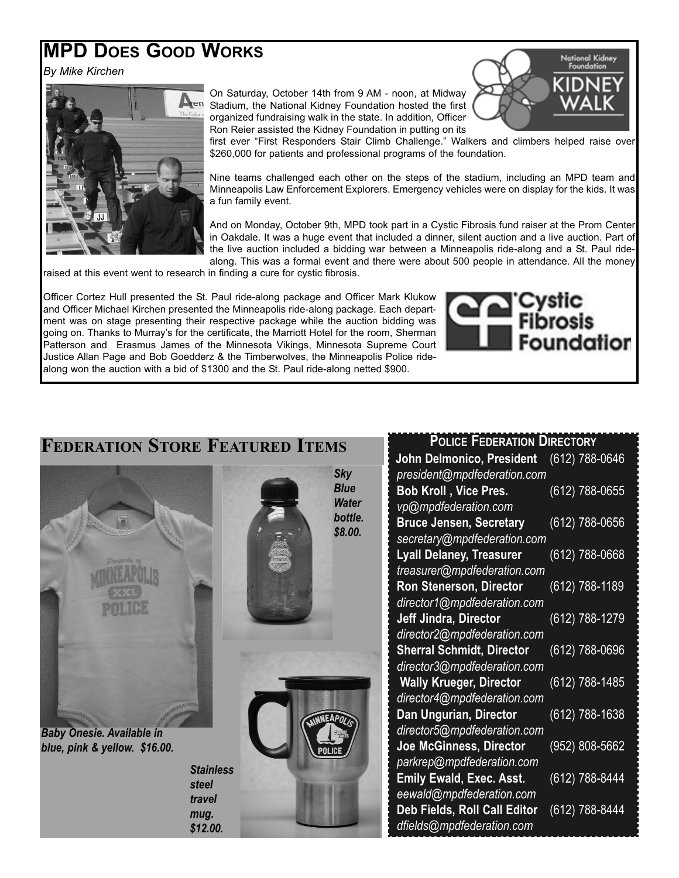# MPD Does Good Works

*By Mike Kirchen*

On Saturday, October 14th from 9 AM - noon, at Midway Stadium, the National Kidney Foundation hosted the first organized fundraising walk in the state. In addition, Officer Ron Reier assisted the Kidney Foundation in putting on its first ever "First Responders Stair Climb Challenge." Walkers and climbers helped raise over $260,000 for patients and professional programs of the foundation.

Nine teams challenged each other on the steps of the stadium, including an MPD team and Minneapolis Law Enforcement Explorers. Emergency vehicles were on display for the kids. It was a fun family event.

And on Monday, October 9th, MPD took part in a Cystic Fibrosis fund raiser at the Prom Center in Oakdale. It was a huge event that included a dinner, silent auction and a live auction. Part of the live auction included a bidding war between a Minneapolis ride-along and a St. Paul ride-along. This was a formal event and there were about 500 people in attendance. All the money raised at this event went to research in finding a cure for cystic fibrosis.

Officer Cortez Hull presented the St. Paul ride-along package and Officer Mark Klukow and Officer Michael Kirchen presented the Minneapolis ride-along package. Each department was on stage presenting their respective package while the auction bidding was going on. Thanks to Murray's for the certificate, the Marriott Hotel for the room, Sherman Patterson and Erasmus James of the Minnesota Vikings, Minnesota Supreme Court Justice Allan Page and Bob Goedderz & the Timberwolves, the Minneapolis Police ride-along won the auction with a bid of $1300 and the St. Paul ride-along netted $900.

# Federation Store Featured Items

***Sky Blue Water bottle. $8.00.***

***Baby Onesie. Available in blue, pink & yellow. $16.00.***

***Stainless steel travel mug. $12.00.***

# Police Federation Directory

**John Delmonico, President** (612) 788-0646
*president@mpdfederation.com*

**Bob Kroll , Vice Pres.** (612) 788-0655
*vp@mpdfederation.com*

**Bruce Jensen, Secretary** (612) 788-0656
*secretary@mpdfederation.com*

**Lyall Delaney, Treasurer** (612) 788-0668
*treasurer@mpdfederation.com*

**Ron Stenerson, Director** (612) 788-1189
*director1@mpdfederation.com*

**Jeff Jindra, Director** (612) 788-1279
*director2@mpdfederation.com*

**Sherral Schmidt, Director** (612) 788-0696
*director3@mpdfederation.com*

**Wally Krueger, Director** (612) 788-1485
*director4@mpdfederation.com*

**Dan Ungurian, Director** (612) 788-1638
*director5@mpdfederation.com*

**Joe McGinness, Director** (952) 808-5662
*parkrep@mpdfederation.com*

**Emily Ewald, Exec. Asst.** (612) 788-8444
*eewald@mpdfederation.com*

**Deb Fields, Roll Call Editor** (612) 788-8444
*dfields@mpdfederation.com*